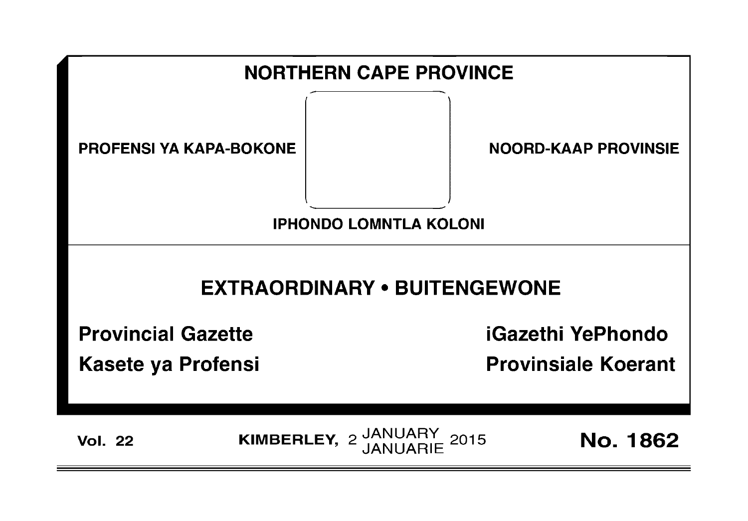# NORTHERN CAPE PROVINCE

**PROFENSI YA KAPA-BOKONE**

**NOORD-KAAP PROVINSIE**

**IPHONDO LOMNTLA KOLONI**

## EXTRAORDINARY • BUITENGEWONE

**Provincial Gazette**

**Kasete ya Profensi**

**iGazethi YePhondo**

**Provinsiale Koerant**

**Vol. 22** **KIMBERLEY,** 2 JANUARY / JANUARIE 2015 **No. 1862**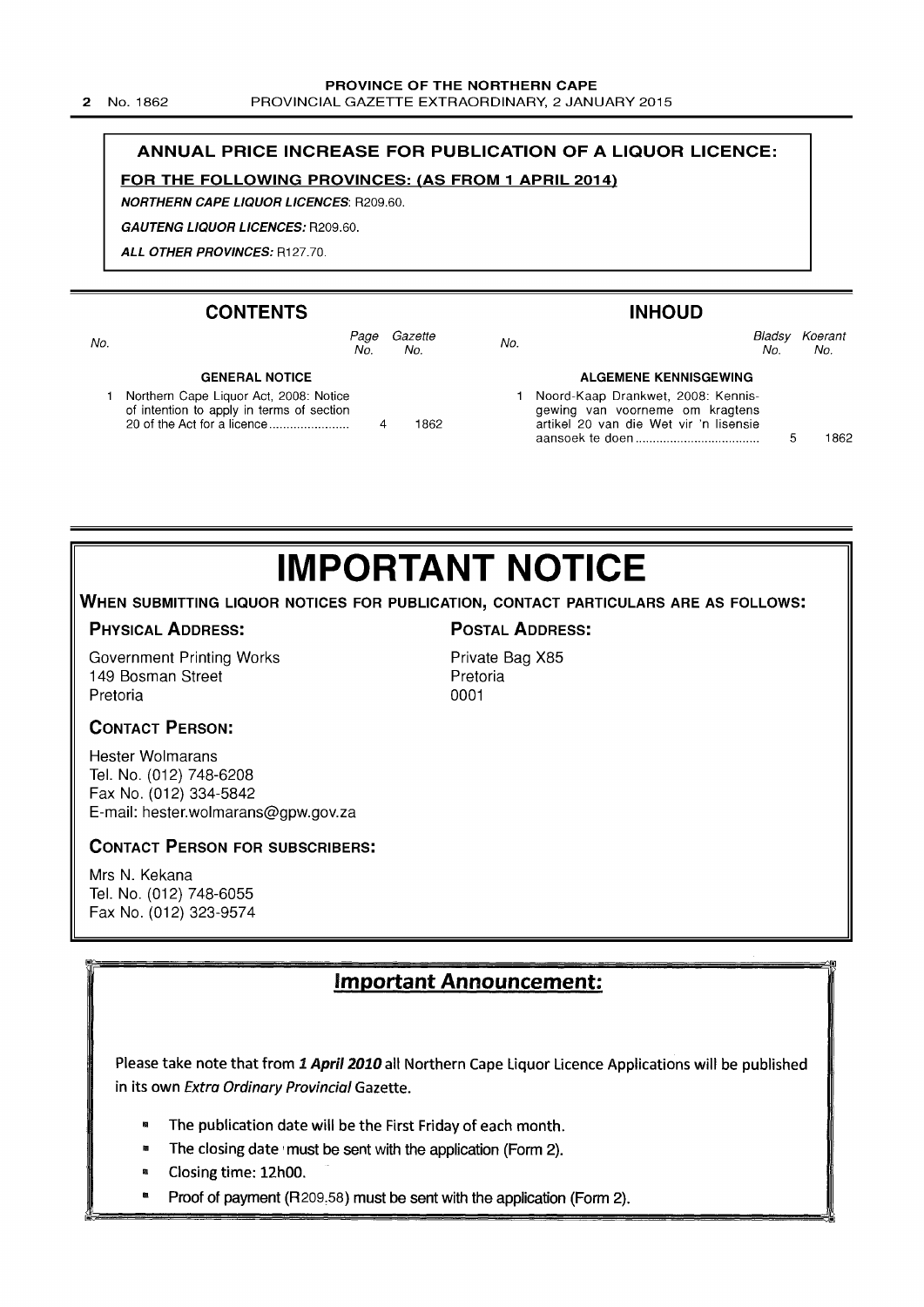**ANNUAL PRICE INCREASE FOR PUBLICATION OF A LIQUOR LICENCE:**

**FOR THE FOLLOWING PROVINCES: (AS FROM 1 APRIL 2014)**

***NORTHERN CAPE LIQUOR LICENCES:*** R209.60.

***GAUTENG LIQUOR LICENCES:*** R209.60.

***ALL OTHER PROVINCES:*** R127.70.

## CONTENTS

| No. | | Page No. | Gazette No. |
|---|---|---|---|
| | **GENERAL NOTICE** | | |
| 1 | Northern Cape Liquor Act, 2008: Notice of intention to apply in terms of section 20 of the Act for a licence | 4 | 1862 |

## INHOUD

| No. | | Bladsy No. | Koerant No. |
|---|---|---|---|
| | **ALGEMENE KENNISGEWING** | | |
| 1 | Noord-Kaap Drankwet, 2008: Kennisgewing van voorneme om kragtens artikel 20 van die Wet vir 'n lisensie aansoek te doen | 5 | 1862 |

# IMPORTANT NOTICE

**WHEN SUBMITTING LIQUOR NOTICES FOR PUBLICATION, CONTACT PARTICULARS ARE AS FOLLOWS:**

**PHYSICAL ADDRESS:**

Government Printing Works
149 Bosman Street
Pretoria

**POSTAL ADDRESS:**

Private Bag X85
Pretoria
0001

**CONTACT PERSON:**

Hester Wolmarans
Tel. No. (012) 748-6208
Fax No. (012) 334-5842
E-mail: hester.wolmarans@gpw.gov.za

**CONTACT PERSON FOR SUBSCRIBERS:**

Mrs N. Kekana
Tel. No. (012) 748-6055
Fax No. (012) 323-9574

## Important Announcement:

Please take note that from ***1 April 2010*** all Northern Cape Liquor Licence Applications will be published in its own *Extra Ordinary Provincial* Gazette.

- The publication date will be the First Friday of each month.
- The closing date must be sent with the application (Form 2).
- Closing time: 12h00.
- Proof of payment (R209.58) must be sent with the application (Form 2).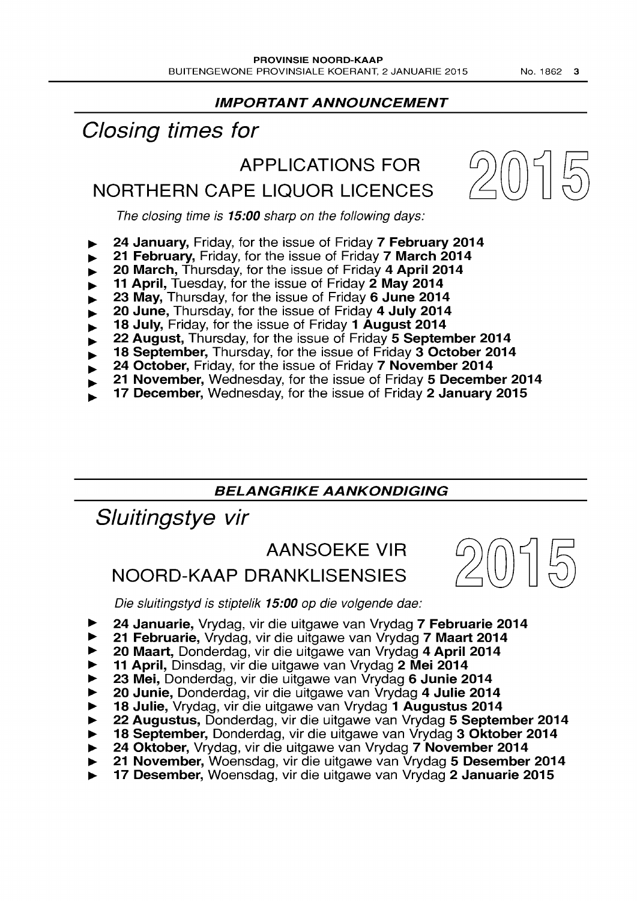## *IMPORTANT ANNOUNCEMENT*

# *Closing times for*

## APPLICATIONS FOR NORTHERN CAPE LIQUOR LICENCES

2015

*The closing time is **15:00** sharp on the following days:*

- **24 January,** Friday, for the issue of Friday **7 February 2014**
- **21 February,** Friday, for the issue of Friday **7 March 2014**
- **20 March,** Thursday, for the issue of Friday **4 April 2014**
- **11 April,** Tuesday, for the issue of Friday **2 May 2014**
- **23 May,** Thursday, for the issue of Friday **6 June 2014**
- **20 June,** Thursday, for the issue of Friday **4 July 2014**
- **18 July,** Friday, for the issue of Friday **1 August 2014**
- **22 August,** Thursday, for the issue of Friday **5 September 2014**
- **18 September,** Thursday, for the issue of Friday **3 October 2014**
- **24 October,** Friday, for the issue of Friday **7 November 2014**
- **21 November,** Wednesday, for the issue of Friday **5 December 2014**
- **17 December,** Wednesday, for the issue of Friday **2 January 2015**

## *BELANGRIKE AANKONDIGING*

# *Sluitingstye vir*

## AANSOEKE VIR NOORD-KAAP DRANKLISENSIES

2015

*Die sluitingstyd is stiptelik **15:00** op die volgende dae:*

- **24 Januarie,** Vrydag, vir die uitgawe van Vrydag **7 Februarie 2014**
- **21 Februarie,** Vrydag, vir die uitgawe van Vrydag **7 Maart 2014**
- **20 Maart,** Donderdag, vir die uitgawe van Vrydag **4 April 2014**
- **11 April,** Dinsdag, vir die uitgawe van Vrydag **2 Mei 2014**
- **23 Mei,** Donderdag, vir die uitgawe van Vrydag **6 Junie 2014**
- **20 Junie,** Donderdag, vir die uitgawe van Vrydag **4 Julie 2014**
- **18 Julie,** Vrydag, vir die uitgawe van Vrydag **1 Augustus 2014**
- **22 Augustus,** Donderdag, vir die uitgawe van Vrydag **5 September 2014**
- **18 September,** Donderdag, vir die uitgawe van Vrydag **3 Oktober 2014**
- **24 Oktober,** Vrydag, vir die uitgawe van Vrydag **7 November 2014**
- **21 November,** Woensdag, vir die uitgawe van Vrydag **5 Desember 2014**
- **17 Desember,** Woensdag, vir die uitgawe van Vrydag **2 Januarie 2015**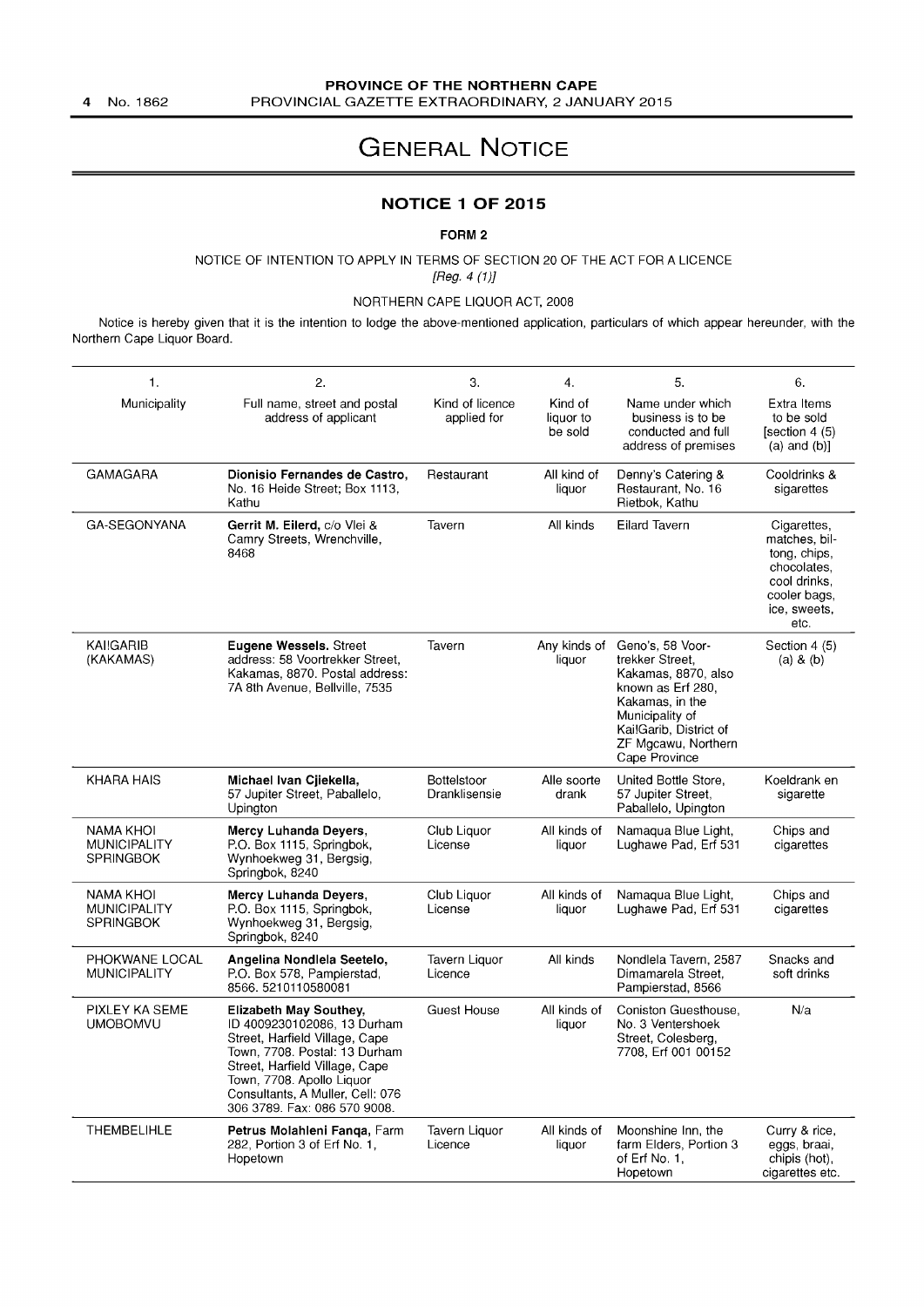# General Notice

## NOTICE 1 OF 2015

**FORM 2**

NOTICE OF INTENTION TO APPLY IN TERMS OF SECTION 20 OF THE ACT FOR A LICENCE
*[Reg. 4 (1)]*

NORTHERN CAPE LIQUOR ACT, 2008

Notice is hereby given that it is the intention to lodge the above-mentioned application, particulars of which appear hereunder, with the Northern Cape Liquor Board.

| 1. Municipality | 2. Full name, street and postal address of applicant | 3. Kind of licence applied for | 4. Kind of liquor to be sold | 5. Name under which business is to be conducted and full address of premises | 6. Extra Items to be sold [section 4 (5) (a) and (b)] |
|---|---|---|---|---|---|
| GAMAGARA | **Dionisio Fernandes de Castro,** No. 16 Heide Street; Box 1113, Kathu | Restaurant | All kind of liquor | Denny's Catering & Restaurant, No. 16 Rietbok, Kathu | Cooldrinks & sigarettes |
| GA-SEGONYANA | **Gerrit M. Eilerd,** c/o Vlei & Camry Streets, Wrenchville, 8468 | Tavern | All kinds | Eilard Tavern | Cigarettes, matches, biltong, chips, chocolates, cool drinks, cooler bags, ice, sweets, etc. |
| KAI!GARIB (KAKAMAS) | **Eugene Wessels.** Street address: 58 Voortrekker Street, Kakamas, 8870. Postal address: 7A 8th Avenue, Bellville, 7535 | Tavern | Any kinds of liquor | Geno's, 58 Voortrekker Street, Kakamas, 8870, also known as Erf 280, Kakamas, in the Municipality of Kai!Garib, District of ZF Mgcawu, Northern Cape Province | Section 4 (5) (a) & (b) |
| KHARA HAIS | **Michael Ivan Cjiekella,** 57 Jupiter Street, Paballelo, Upington | Bottelstoor Dranklisensie | Alle soorte drank | United Bottle Store, 57 Jupiter Street, Paballelo, Upington | Koeldrank en sigarette |
| NAMA KHOI MUNICIPALITY SPRINGBOK | **Mercy Luhanda Deyers,** P.O. Box 1115, Springbok, Wynhoekweg 31, Bergsig, Springbok, 8240 | Club Liquor License | All kinds of liquor | Namaqua Blue Light, Lughawe Pad, Erf 531 | Chips and cigarettes |
| NAMA KHOI MUNICIPALITY SPRINGBOK | **Mercy Luhanda Deyers,** P.O. Box 1115, Springbok, Wynhoekweg 31, Bergsig, Springbok, 8240 | Club Liquor License | All kinds of liquor | Namaqua Blue Light, Lughawe Pad, Erf 531 | Chips and cigarettes |
| PHOKWANE LOCAL MUNICIPALITY | **Angelina Nondlela Seetelo,** P.O. Box 578, Pampierstad, 8566. 5210110580081 | Tavern Liquor Licence | All kinds | Nondlela Tavern, 2587 Dimamarela Street, Pampierstad, 8566 | Snacks and soft drinks |
| PIXLEY KA SEME UMOBOMVU | **Elizabeth May Southey,** ID 4009230102086, 13 Durham Street, Harfield Village, Cape Town, 7708. Postal: 13 Durham Street, Harfield Village, Cape Town, 7708. Apollo Liquor Consultants, A Muller, Cell: 076 306 3789. Fax: 086 570 9008. | Guest House | All kinds of liquor | Coniston Guesthouse, No. 3 Ventershoek Street, Colesberg, 7708, Erf 001 00152 | N/a |
| THEMBELIHLE | **Petrus Molahleni Fanqa,** Farm 282, Portion 3 of Erf No. 1, Hopetown | Tavern Liquor Licence | All kinds of liquor | Moonshine Inn, the farm Elders, Portion 3 of Erf No. 1, Hopetown | Curry & rice, eggs, braai, chipis (hot), cigarettes etc. |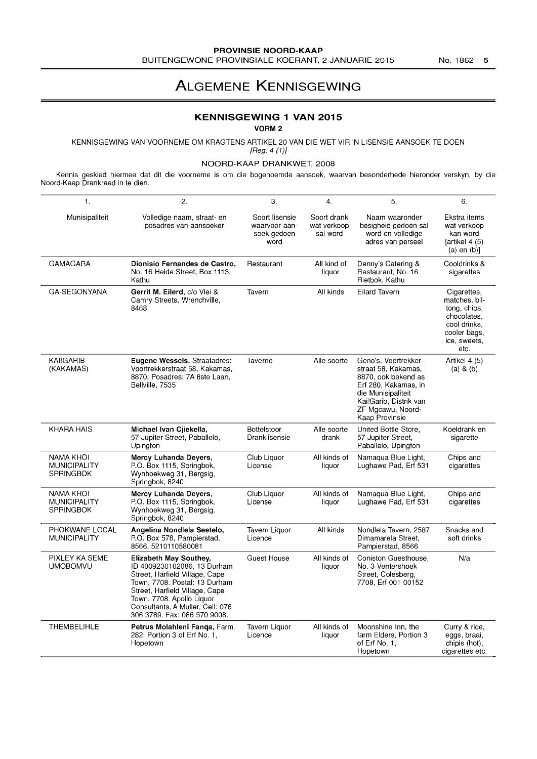# ALGEMENE KENNISGEWING

## KENNISGEWING 1 VAN 2015

**VORM 2**

KENNISGEWING VAN VOORNEME OM KRAGTENS ARTIKEL 20 VAN DIE WET VIR 'N LISENSIE AANSOEK TE DOEN
*[Reg. 4 (1)]*

NOORD-KAAP DRANKWET, 2008

Kennis geskied hiermee dat dit die voorneme is om die bogenoemde aansoek, waarvan besonderhede hieronder verskyn, by die Noord-Kaap Drankraad in te dien.

| 1. Munisipaliteit | 2. Volledige naam, straat- en posadres van aansoeker | 3. Soort lisensie waarvoor aansoek gedoen word | 4. Soort drank wat verkoop sal word | 5. Naam waaronder besigheid gedoen sal word en volledige adres van perseel | 6. Ekstra items wat verkoop kan word [artikel 4 (5) (a) en (b)] |
|---|---|---|---|---|---|
| GAMAGARA | **Dionisio Fernandes de Castro,** No. 16 Heide Street; Box 1113, Kathu | Restaurant | All kind of liquor | Denny's Catering & Restaurant, No. 16 Rietbok, Kathu | Cooldrinks & sigarettes |
| GA-SEGONYANA | **Gerrit M. Eilerd,** c/o Vlei & Camry Streets, Wrenchville, 8468 | Tavern | All kinds | Eilard Tavern | Cigarettes, matches, biltong, chips, chocolates, cool drinks, cooler bags, ice, sweets, etc. |
| KAI!GARIB (KAKAMAS) | **Eugene Wessels.** Straatadres: Voortrekkerstraat 58, Kakamas, 8870. Posadres: 7A 8ste Laan, Bellville, 7535 | Taverne | Alle soorte | Geno's, Voortrekkerstraat 58, Kakamas, 8870, ook bekend as Erf 280, Kakamas, in die Munisipaliteit Kai!Garib, Distrik van ZF Mgcawu, Noord-Kaap Provinsie | Artikel 4 (5) (a) & (b) |
| KHARA HAIS | **Michael Ivan Cjiekella,** 57 Jupiter Street, Paballelo, Upington | Bottelstoor Dranklisensie | Alle soorte drank | United Bottle Store, 57 Jupiter Street, Paballelo, Upington | Koeldrank en sigarette |
| NAMA KHOI MUNICIPALITY SPRINGBOK | **Mercy Luhanda Deyers,** P.O. Box 1115, Springbok, Wynhoekweg 31, Bergsig, Springbok, 8240 | Club Liquor License | All kinds of liquor | Namaqua Blue Light, Lughawe Pad, Erf 531 | Chips and cigarettes |
| NAMA KHOI MUNICIPALITY SPRINGBOK | **Mercy Luhanda Deyers,** P.O. Box 1115, Springbok, Wynhoekweg 31, Bergsig, Springbok, 8240 | Club Liquor License | All kinds of liquor | Namaqua Blue Light, Lughawe Pad, Erf 531 | Chips and cigarettes |
| PHOKWANE LOCAL MUNICIPALITY | **Angelina Nondlela Seetelo,** P.O. Box 578, Pampierstad, 8566. 5210110580081 | Tavern Liquor Licence | All kinds | Nondlela Tavern, 2587 Dimamarela Street, Pampierstad, 8566 | Snacks and soft drinks |
| PIXLEY KA SEME UMOBOMVU | **Elizabeth May Southey,** ID 4009230102086, 13 Durham Street, Harfield Village, Cape Town, 7708. Postal: 13 Durham Street, Harfield Village, Cape Town, 7708. Apollo Liquor Consultants, A Muller, Cell: 076 306 3789. Fax: 086 570 9008. | Guest House | All kinds of liquor | Coniston Guesthouse, No. 3 Ventershoek Street, Colesberg, 7708, Erf 001 00152 | N/a |
| THEMBELIHLE | **Petrus Molahleni Fanqa,** Farm 282, Portion 3 of Erf No. 1, Hopetown | Tavern Liquor Licence | All kinds of liquor | Moonshine Inn, the farm Elders, Portion 3 of Erf No. 1, Hopetown | Curry & rice, eggs, braai, chipis (hot), cigarettes etc. |